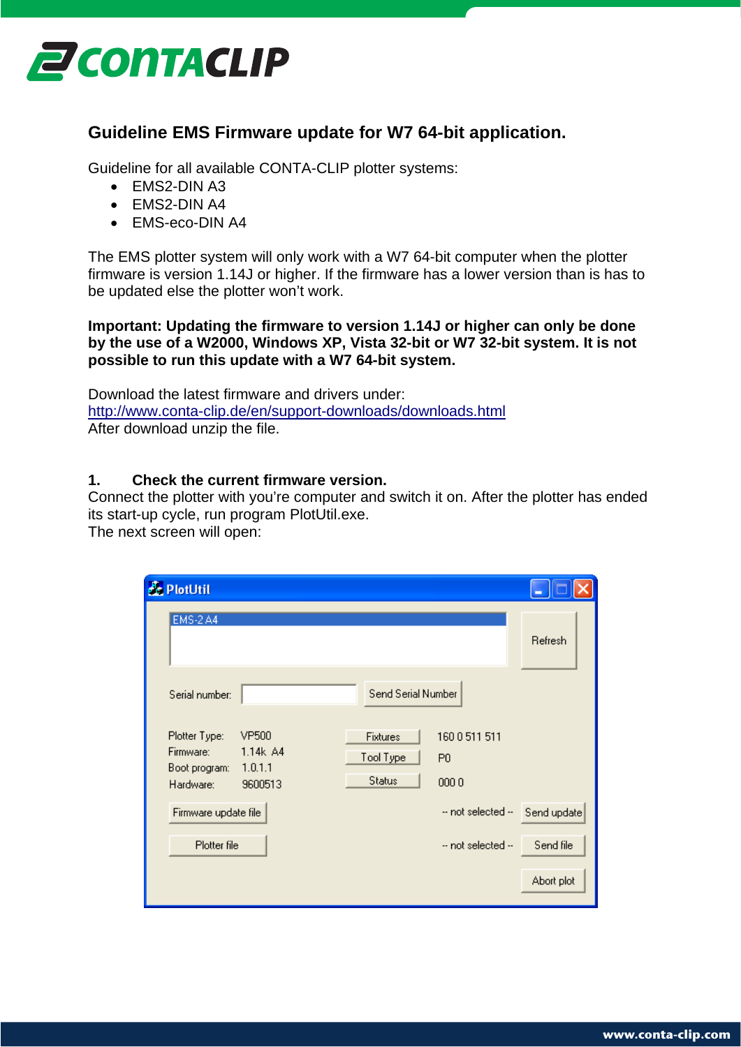# Guideline EMS Firmware update for W7 64-bit application.

Guideline for all available CONTA-CLIP plotter systems:

- EMS2-DIN A3
- EMS2-DIN A4
- EMS-eco-DIN A4

The EMS plotter system will only work with a W7 64-bit computer when the plotter firmware is version 1.14J or higher. If the firmware has a lower version than is has to be updated else the plotter won't work.

**Important: Updating the firmware to version 1.14J or higher can only be done by the use of a W2000, Windows XP, Vista 32-bit or W7 32-bit system. It is not possible to run this update with a W7 64-bit system.**

Download the latest firmware and drivers under:
http://www.conta-clip.de/en/support-downloads/downloads.html
After download unzip the file.

## 1. Check the current firmware version.

Connect the plotter with you're computer and switch it on. After the plotter has ended its start-up cycle, run program PlotUtil.exe.
The next screen will open: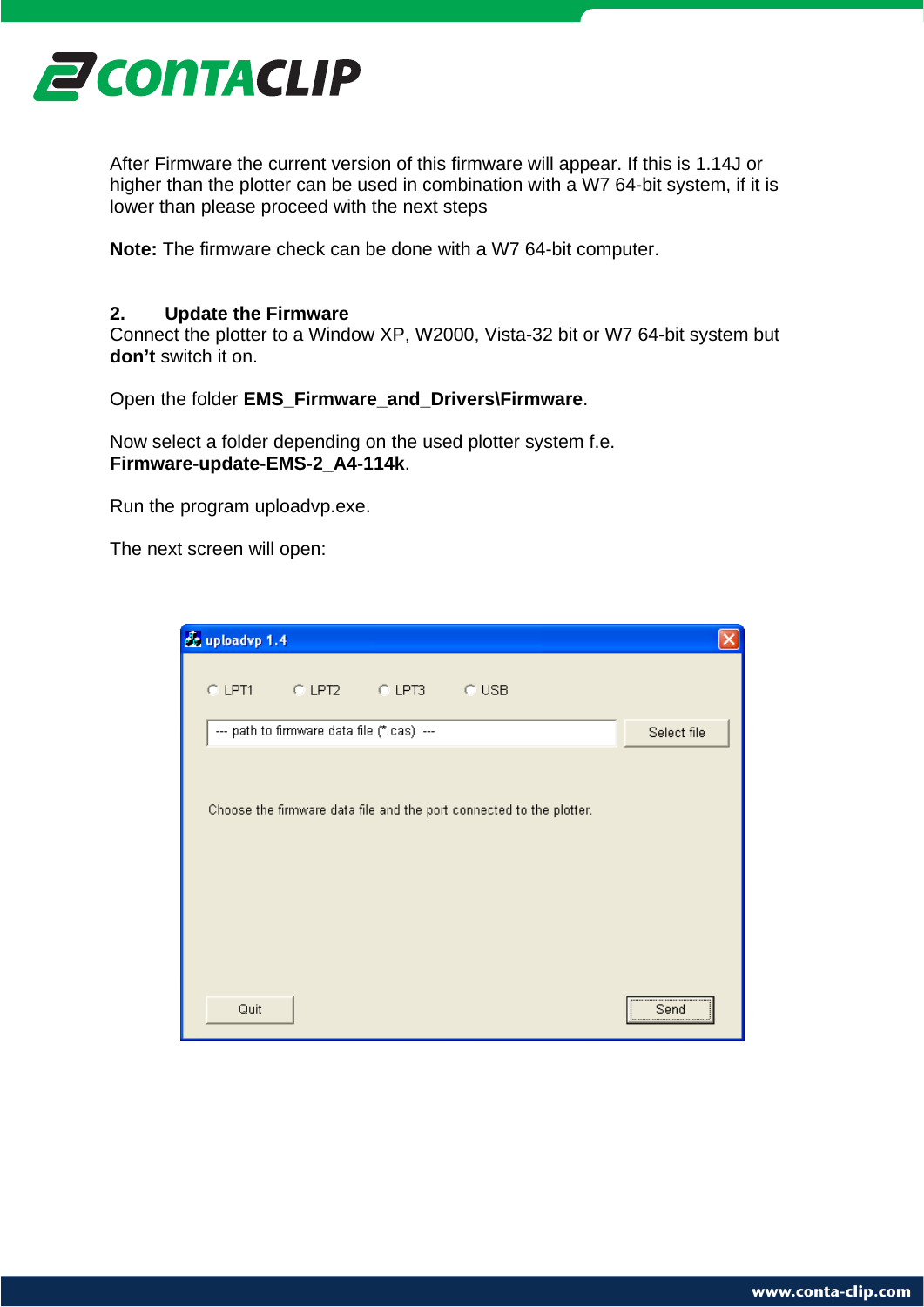After Firmware the current version of this firmware will appear. If this is 1.14J or higher than the plotter can be used in combination with a W7 64-bit system, if it is lower than please proceed with the next steps

**Note:** The firmware check can be done with a W7 64-bit computer.

## 2. Update the Firmware

Connect the plotter to a Window XP, W2000, Vista-32 bit or W7 64-bit system but **don't** switch it on.

Open the folder **EMS_Firmware_and_Drivers\Firmware**.

Now select a folder depending on the used plotter system f.e. **Firmware-update-EMS-2_A4-114k**.

Run the program uploadvp.exe.

The next screen will open: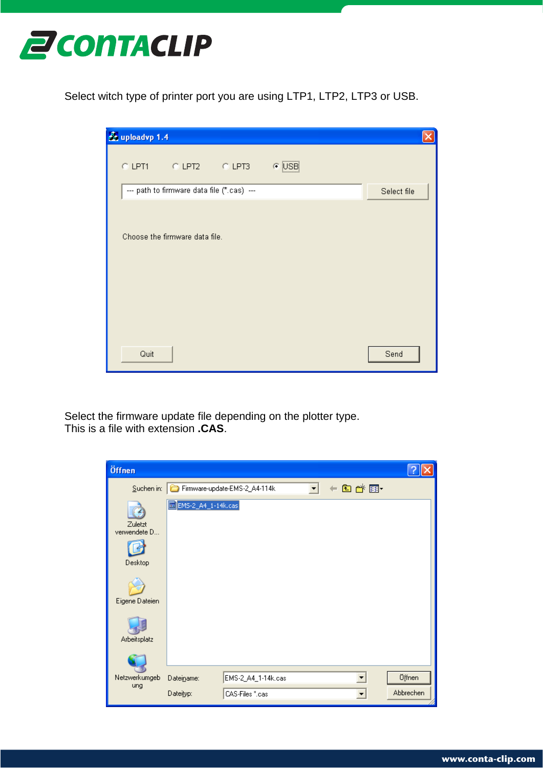Select witch type of printer port you are using LTP1, LTP2, LTP3 or USB.

Select the firmware update file depending on the plotter type.
This is a file with extension **.CAS**.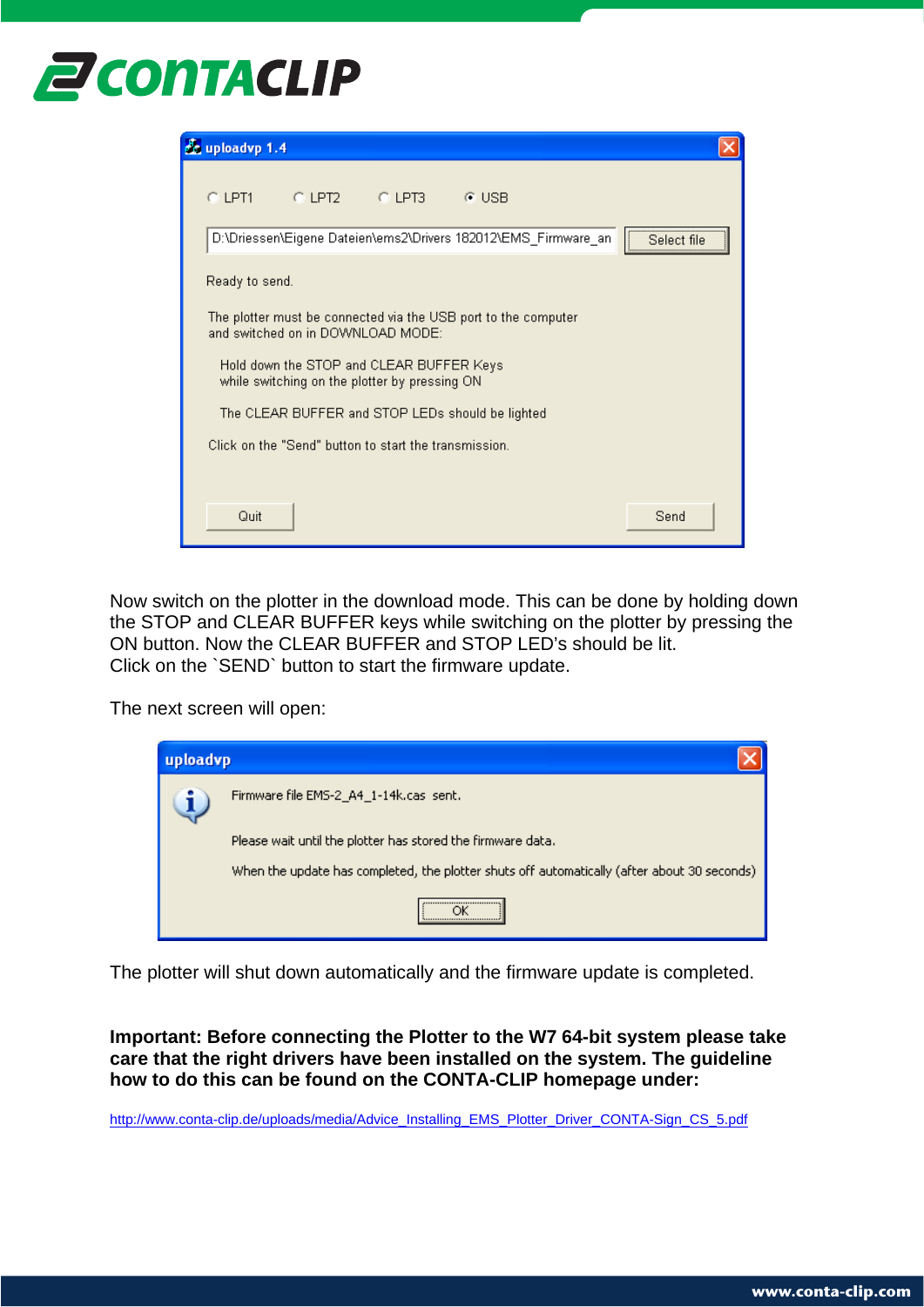Now switch on the plotter in the download mode. This can be done by holding down the STOP and CLEAR BUFFER keys while switching on the plotter by pressing the ON button. Now the CLEAR BUFFER and STOP LED's should be lit.
Click on the `SEND` button to start the firmware update.

The next screen will open:

The plotter will shut down automatically and the firmware update is completed.

**Important: Before connecting the Plotter to the W7 64-bit system please take care that the right drivers have been installed on the system. The guideline how to do this can be found on the CONTA-CLIP homepage under:**

http://www.conta-clip.de/uploads/media/Advice_Installing_EMS_Plotter_Driver_CONTA-Sign_CS_5.pdf